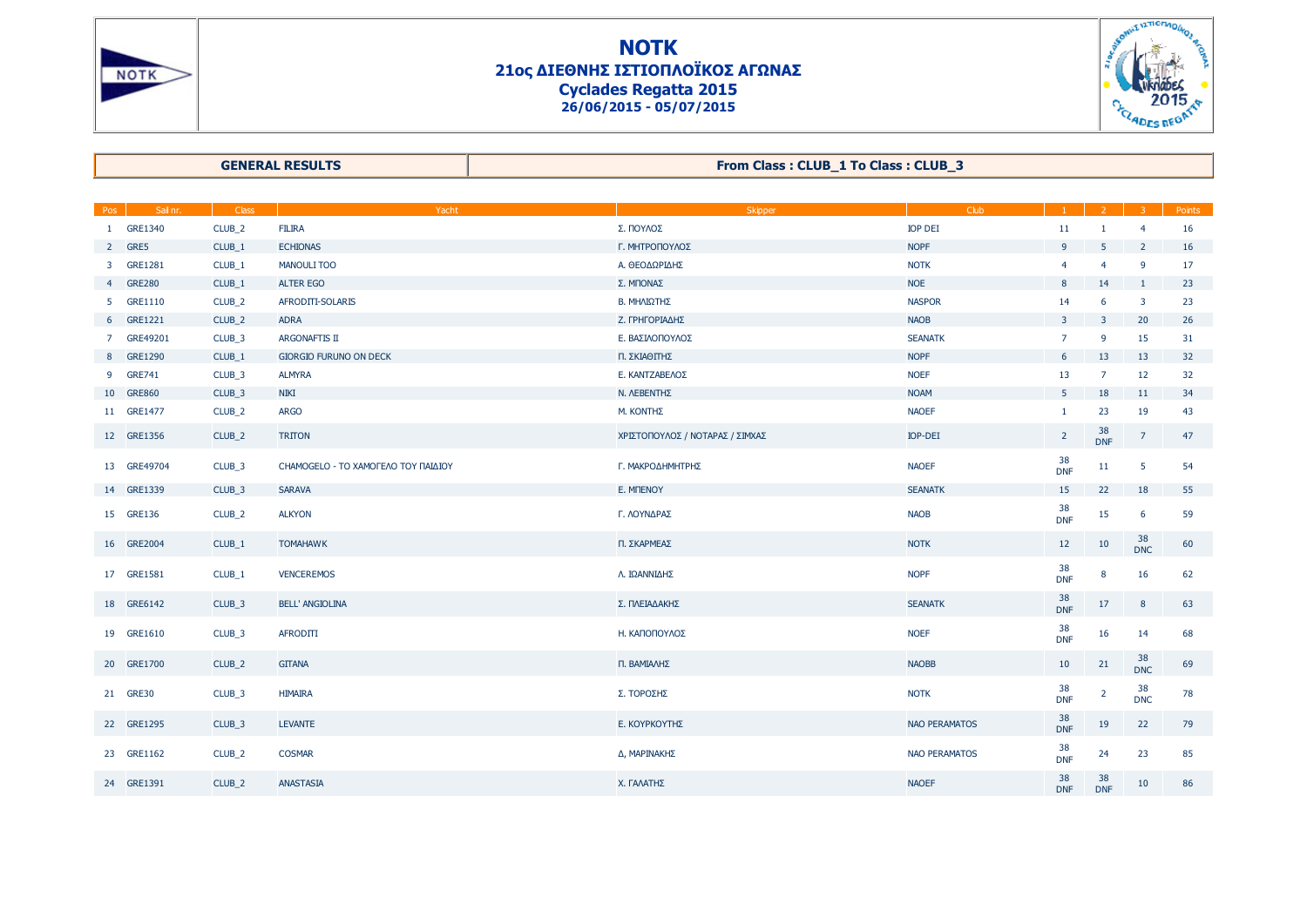# NOTK

## 21ος ΔΙΕΘΝΗΣ ΙΣΤΙΟΠΛΟΪΚΟΣ ΑΓΩΝΑΣ

## Cyclades Regatta 2015

**26/06/2015 - 05/07/2015**

| GENERAL RESULTS | From Class : CLUB_1 To Class : CLUB_3 |
|---|---|

| Pos | Sail nr. | Class | Yacht | Skipper | Club | 1 | 2 | 3 | Points |
|---|---|---|---|---|---|---|---|---|---|
| 1 | GRE1340 | CLUB_2 | FILIRA | Σ. ΠΟΥΛΟΣ | IOP DEI | 11 | 1 | 4 | 16 |
| 2 | GRE5 | CLUB_1 | ECHIONAS | Γ. ΜΗΤΡΟΠΟΥΛΟΣ | NOPF | 9 | 5 | 2 | 16 |
| 3 | GRE1281 | CLUB_1 | MANOULI TOO | Α. ΘΕΟΔΩΡΙΔΗΣ | NOTK | 4 | 4 | 9 | 17 |
| 4 | GRE280 | CLUB_1 | ALTER EGO | Σ. ΜΠΟΝΑΣ | NOE | 8 | 14 | 1 | 23 |
| 5 | GRE1110 | CLUB_2 | AFRODITI-SOLARIS | Β. ΜΗΛΙΩΤΗΣ | NASPOR | 14 | 6 | 3 | 23 |
| 6 | GRE1221 | CLUB_2 | ADRA | Ζ. ΓΡΗΓΟΡΙΑΔΗΣ | NAOB | 3 | 3 | 20 | 26 |
| 7 | GRE49201 | CLUB_3 | ARGONAFTIS II | Ε. ΒΑΣΙΛΟΠΟΥΛΟΣ | SEANATK | 7 | 9 | 15 | 31 |
| 8 | GRE1290 | CLUB_1 | GIORGIO FURUNO ON DECK | Π. ΣΚΙΑΘΙΤΗΣ | NOPF | 6 | 13 | 13 | 32 |
| 9 | GRE741 | CLUB_3 | ALMYRA | Ε. ΚΑΝΤΖΑΒΕΛΟΣ | NOEF | 13 | 7 | 12 | 32 |
| 10 | GRE860 | CLUB_3 | NIKI | Ν. ΛΕΒΕΝΤΗΣ | NOAM | 5 | 18 | 11 | 34 |
| 11 | GRE1477 | CLUB_2 | ARGO | Μ. ΚΟΝΤΗΣ | NAOEF | 1 | 23 | 19 | 43 |
| 12 | GRE1356 | CLUB_2 | TRITON | ΧΡΙΣΤΟΠΟΥΛΟΣ / ΝΟΤΑΡΑΣ / ΣΙΜΧΑΣ | IOP-DEI | 2 | 38 DNF | 7 | 47 |
| 13 | GRE49704 | CLUB_3 | CHAMOGELO - ΤΟ ΧΑΜΟΓΕΛΟ ΤΟΥ ΠΑΙΔΙΟΥ | Γ. ΜΑΚΡΟΔΗΜΗΤΡΗΣ | NAOEF | 38 DNF | 11 | 5 | 54 |
| 14 | GRE1339 | CLUB_3 | SARAVA | Ε. ΜΠΕΝΟΥ | SEANATK | 15 | 22 | 18 | 55 |
| 15 | GRE136 | CLUB_2 | ALKYON | Γ. ΛΟΥΝΔΡΑΣ | NAOB | 38 DNF | 15 | 6 | 59 |
| 16 | GRE2004 | CLUB_1 | TOMAHAWK | Π. ΣΚΑΡΜΕΑΣ | NOTK | 12 | 10 | 38 DNC | 60 |
| 17 | GRE1581 | CLUB_1 | VENCEREMOS | Λ. ΙΩΑΝΝΙΔΗΣ | NOPF | 38 DNF | 8 | 16 | 62 |
| 18 | GRE6142 | CLUB_3 | BELL' ANGIOLINA | Σ. ΠΛΕΙΑΔΑΚΗΣ | SEANATK | 38 DNF | 17 | 8 | 63 |
| 19 | GRE1610 | CLUB_3 | AFRODITI | Η. ΚΑΠΟΠΟΥΛΟΣ | NOEF | 38 DNF | 16 | 14 | 68 |
| 20 | GRE1700 | CLUB_2 | GITANA | Π. ΒΑΜΙΑΛΗΣ | NAOBB | 10 | 21 | 38 DNC | 69 |
| 21 | GRE30 | CLUB_3 | HIMAIRA | Σ. ΤΟΡΟΣΗΣ | NOTK | 38 DNF | 2 | 38 DNC | 78 |
| 22 | GRE1295 | CLUB_3 | LEVANTE | Ε. ΚΟΥΡΚΟΥΤΗΣ | NAO PERAMATOS | 38 DNF | 19 | 22 | 79 |
| 23 | GRE1162 | CLUB_2 | COSMAR | Δ, ΜΑΡΙΝΑΚΗΣ | NAO PERAMATOS | 38 DNF | 24 | 23 | 85 |
| 24 | GRE1391 | CLUB_2 | ANASTASIA | Χ. ΓΑΛΑΤΗΣ | NAOEF | 38 DNF | 38 DNF | 10 | 86 |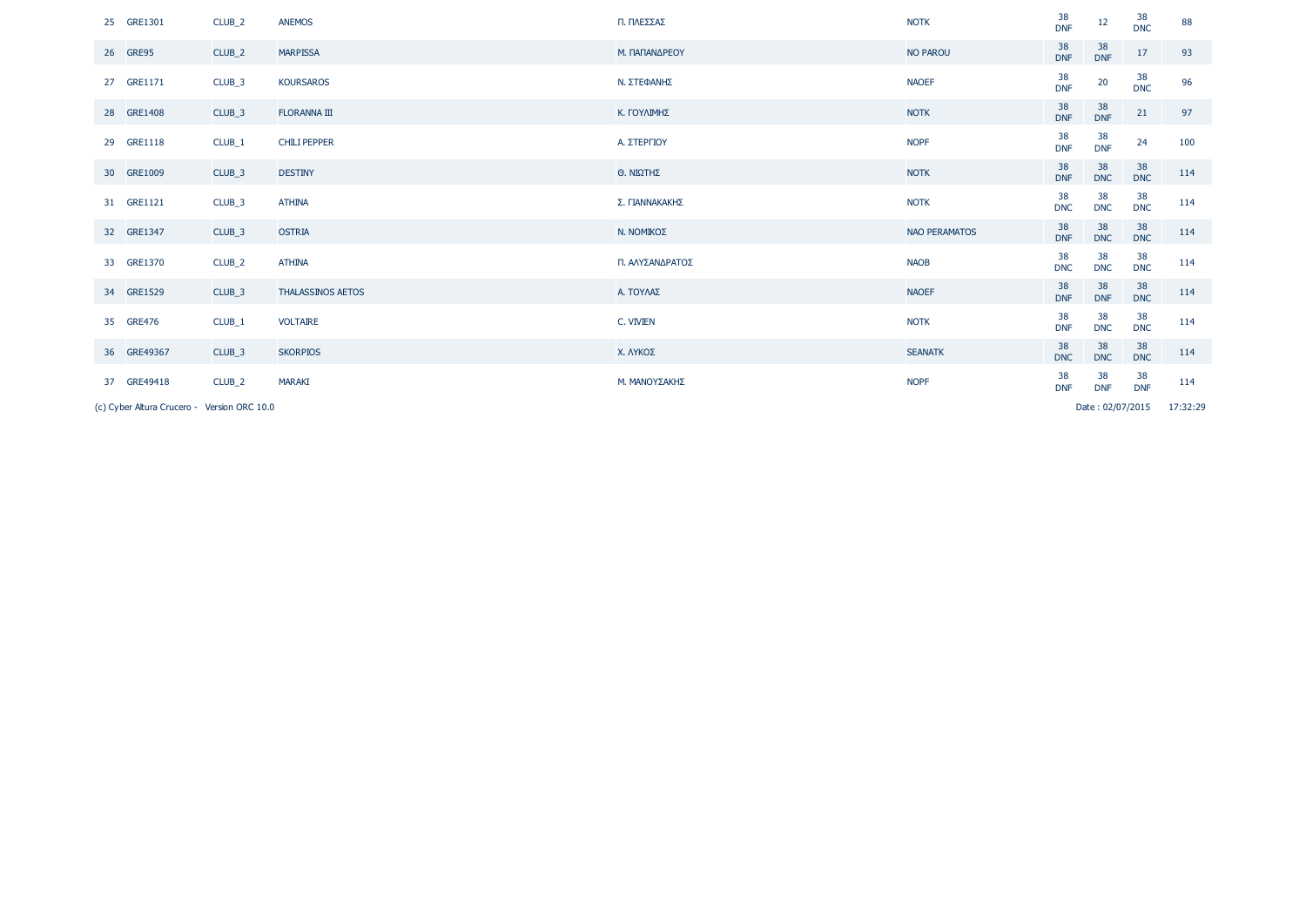| | | | | | | | | | |
|---|---|---|---|---|---|---|---|---|---|
| 25 | GRE1301 | CLUB_2 | ANEMOS | Π. ΠΛΕΣΣΑΣ | NOTK | 38 DNF | 12 | 38 DNC | 88 |
| 26 | GRE95 | CLUB_2 | MARPISSA | Μ. ΠΑΠΑΝΔΡΕΟΥ | NO PAROU | 38 DNF | 38 DNF | 17 | 93 |
| 27 | GRE1171 | CLUB_3 | KOURSAROS | Ν. ΣΤΕΦΑΝΗΣ | NAOEF | 38 DNF | 20 | 38 DNC | 96 |
| 28 | GRE1408 | CLUB_3 | FLORANNA III | Κ. ΓΟΥΛΙΜΗΣ | NOTK | 38 DNF | 38 DNF | 21 | 97 |
| 29 | GRE1118 | CLUB_1 | CHILI PEPPER | Α. ΣΤΕΡΓΙΟΥ | NOPF | 38 DNF | 38 DNF | 24 | 100 |
| 30 | GRE1009 | CLUB_3 | DESTINY | Θ. ΝΙΩΤΗΣ | NOTK | 38 DNF | 38 DNC | 38 DNC | 114 |
| 31 | GRE1121 | CLUB_3 | ATHINA | Σ. ΓΙΑΝΝΑΚΑΚΗΣ | NOTK | 38 DNC | 38 DNC | 38 DNC | 114 |
| 32 | GRE1347 | CLUB_3 | OSTRIA | Ν. ΝΟΜΙΚΟΣ | NAO PERAMATOS | 38 DNF | 38 DNC | 38 DNC | 114 |
| 33 | GRE1370 | CLUB_2 | ATHINA | Π. ΑΛΥΣΑΝΔΡΑΤΟΣ | NAOB | 38 DNC | 38 DNC | 38 DNC | 114 |
| 34 | GRE1529 | CLUB_3 | THALASSINOS AETOS | Α. ΤΟΥΛΑΣ | NAOEF | 38 DNF | 38 DNF | 38 DNC | 114 |
| 35 | GRE476 | CLUB_1 | VOLTAIRE | C. VIVIEN | NOTK | 38 DNF | 38 DNC | 38 DNC | 114 |
| 36 | GRE49367 | CLUB_3 | SKORPIOS | Χ. ΛΥΚΟΣ | SEANATK | 38 DNC | 38 DNC | 38 DNC | 114 |
| 37 | GRE49418 | CLUB_2 | MARAKI | Μ. ΜΑΝΟΥΣΑΚΗΣ | NOPF | 38 DNF | 38 DNF | 38 DNF | 114 |

(c) Cyber Altura Crucero - Version ORC 10.0

Date : 02/07/2015 17:32:29